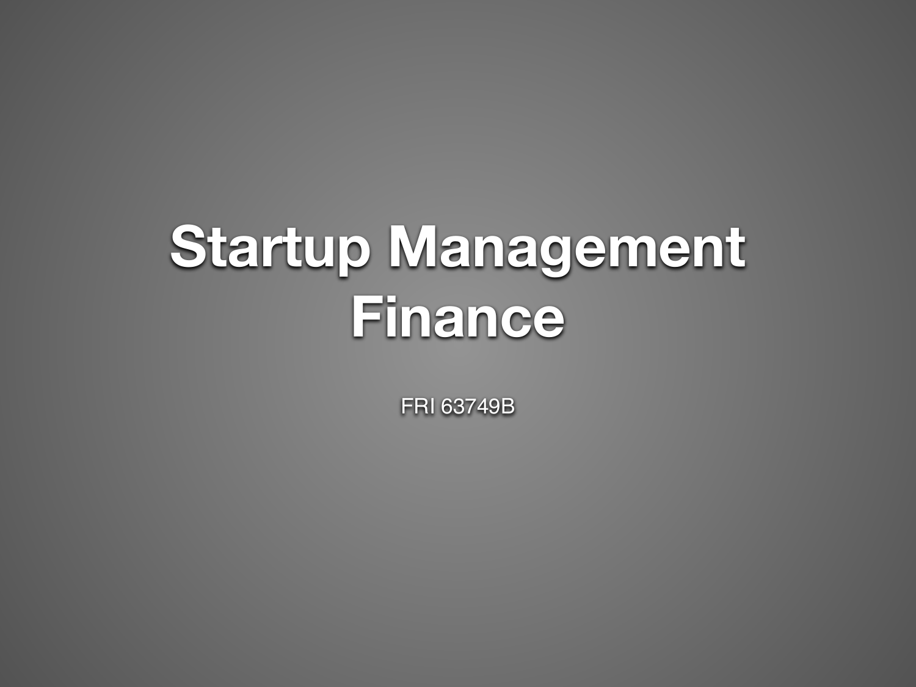# Startup Management Finance

FRI 63749B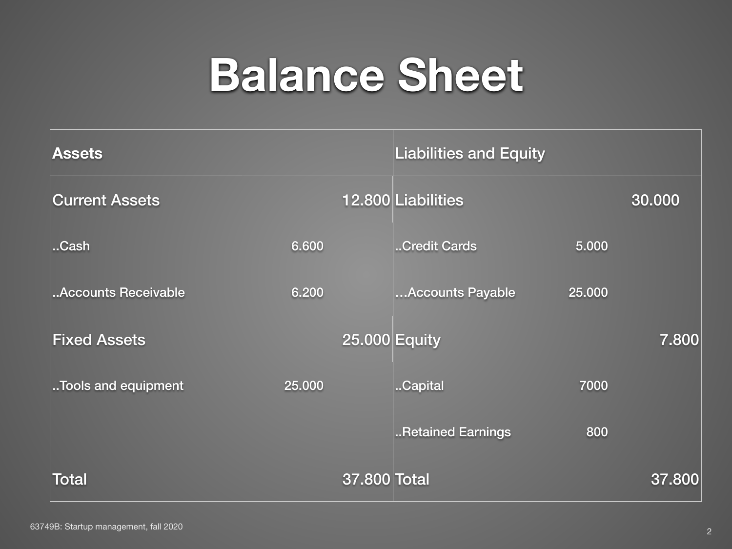# Balance Sheet

| Assets | | | Liabilities and Equity | | |
|---|---|---|---|---|---|
| Current Assets | | 12.800 | Liabilities | | 30.000 |
| ..Cash | 6.600 | | ..Credit Cards | 5.000 | |
| ..Accounts Receivable | 6.200 | | ...Accounts Payable | 25.000 | |
| Fixed Assets | | 25.000 | Equity | | 7.800 |
| ..Tools and equipment | 25.000 | | ..Capital | 7000 | |
| | | | ..Retained Earnings | 800 | |
| Total | | 37.800 | Total | | 37.800 |

63749B: Startup management, fall 2020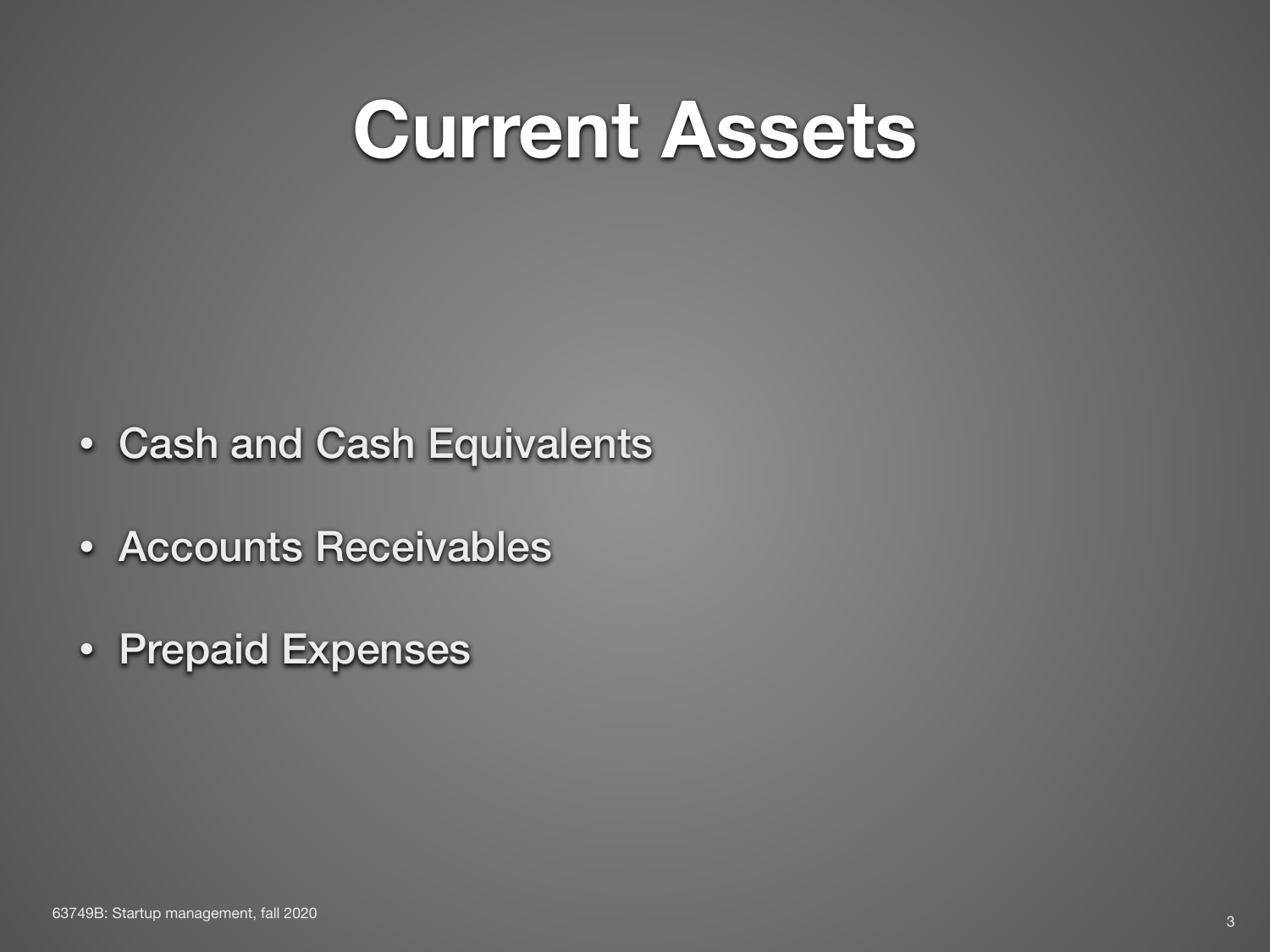# Current Assets

- Cash and Cash Equivalents
- Accounts Receivables
- Prepaid Expenses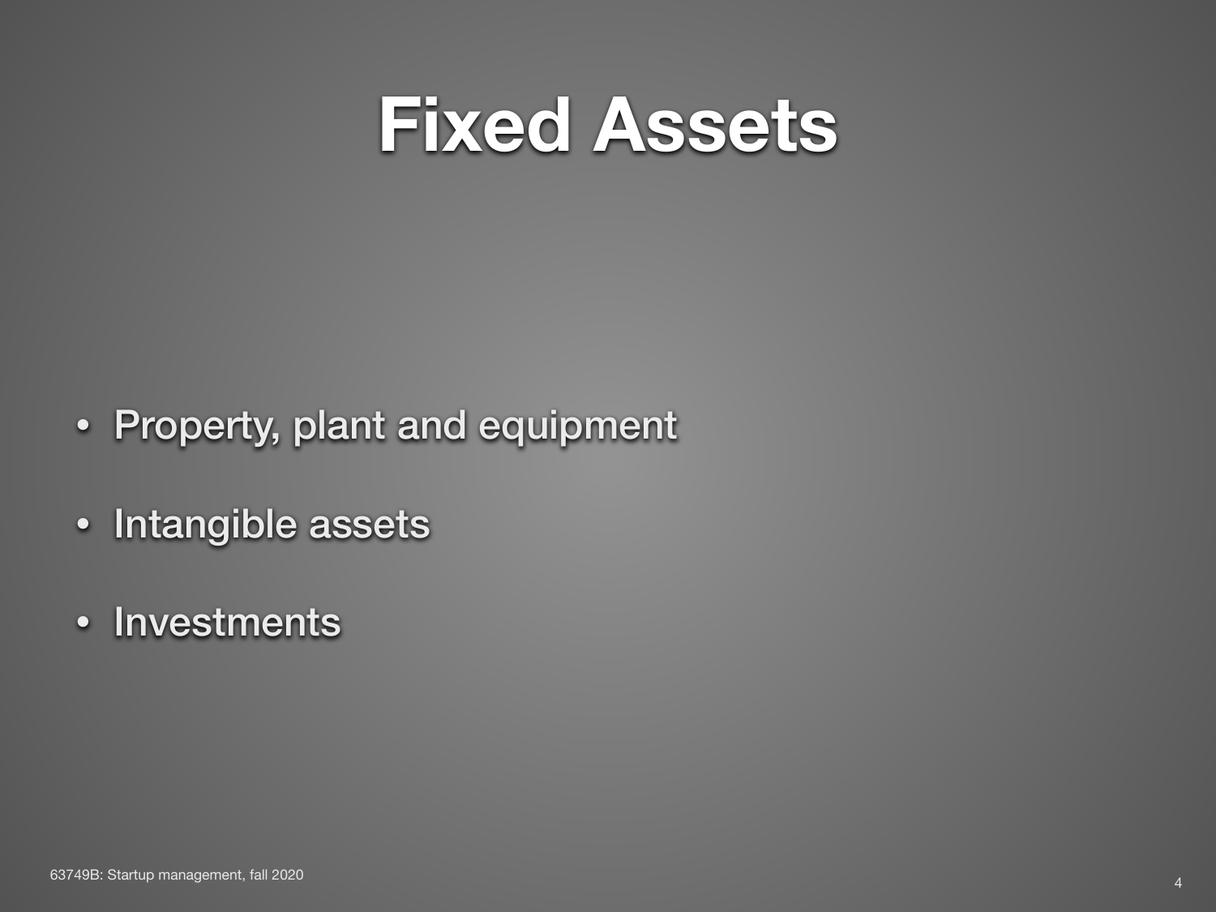# Fixed Assets

- Property, plant and equipment
- Intangible assets
- Investments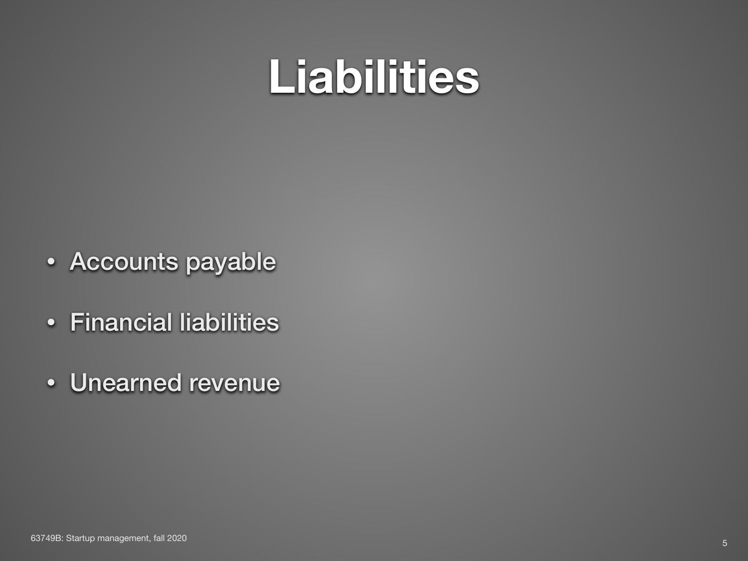# Liabilities

- Accounts payable
- Financial liabilities
- Unearned revenue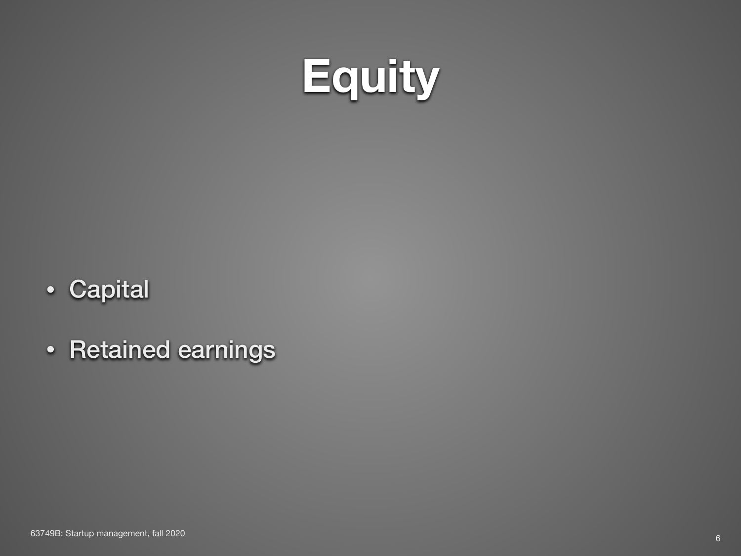# Equity

- Capital
- Retained earnings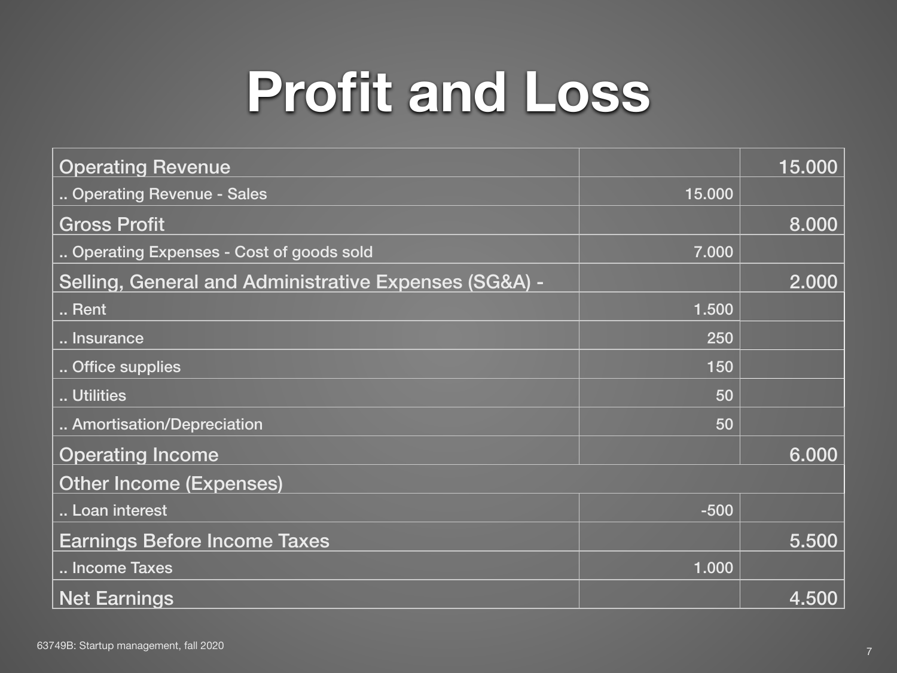# Profit and Loss

| | | |
|---|---:|---:|
| Operating Revenue | | 15.000 |
| .. Operating Revenue - Sales | 15.000 | |
| Gross Profit | | 8.000 |
| .. Operating Expenses - Cost of goods sold | 7.000 | |
| Selling, General and Administrative Expenses (SG&A) - | | 2.000 |
| .. Rent | 1.500 | |
| .. Insurance | 250 | |
| .. Office supplies | 150 | |
| .. Utilities | 50 | |
| .. Amortisation/Depreciation | 50 | |
| Operating Income | | 6.000 |
| Other Income (Expenses) | | |
| .. Loan interest | -500 | |
| Earnings Before Income Taxes | | 5.500 |
| .. Income Taxes | 1.000 | |
| Net Earnings | | 4.500 |

63749B: Startup management, fall 2020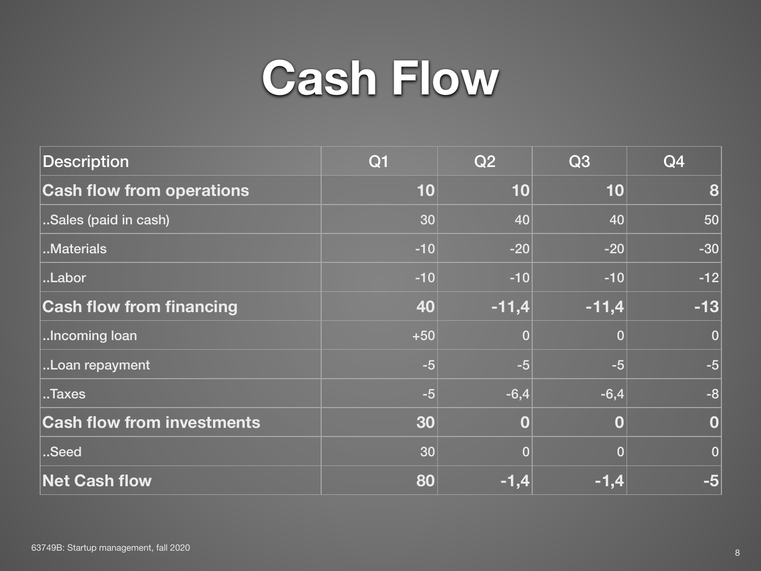# Cash Flow

| Description | Q1 | Q2 | Q3 | Q4 |
|---|---|---|---|---|
| **Cash flow from operations** | **10** | **10** | **10** | **8** |
| ..Sales (paid in cash) | 30 | 40 | 40 | 50 |
| ..Materials | -10 | -20 | -20 | -30 |
| ..Labor | -10 | -10 | -10 | -12 |
| **Cash flow from financing** | **40** | **-11,4** | **-11,4** | **-13** |
| ..Incoming loan | +50 | 0 | 0 | 0 |
| ..Loan repayment | -5 | -5 | -5 | -5 |
| ..Taxes | -5 | -6,4 | -6,4 | -8 |
| **Cash flow from investments** | **30** | **0** | **0** | **0** |
| ..Seed | 30 | 0 | 0 | 0 |
| **Net Cash flow** | **80** | **-1,4** | **-1,4** | **-5** |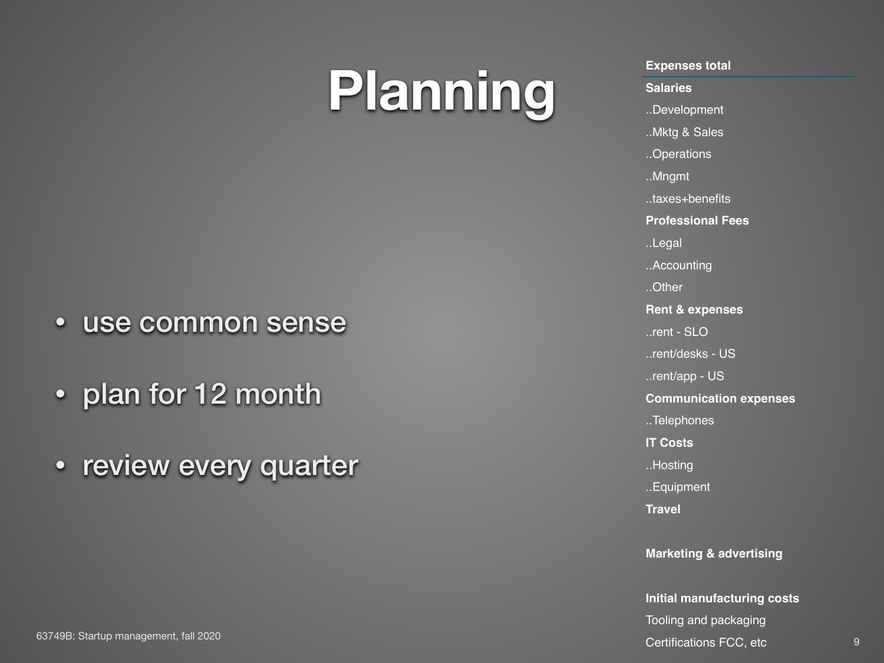# Planning

- use common sense
- plan for 12 month
- review every quarter

**Expenses total**

**Salaries**

..Development

..Mktg & Sales

..Operations

..Mngmt

..taxes+benefits

**Professional Fees**

..Legal

..Accounting

..Other

**Rent & expenses**

..rent - SLO

..rent/desks - US

..rent/app - US

**Communication expenses**

..Telephones

**IT Costs**

..Hosting

..Equipment

**Travel**

**Marketing & advertising**

**Initial manufacturing costs**

Tooling and packaging

Certifications FCC, etc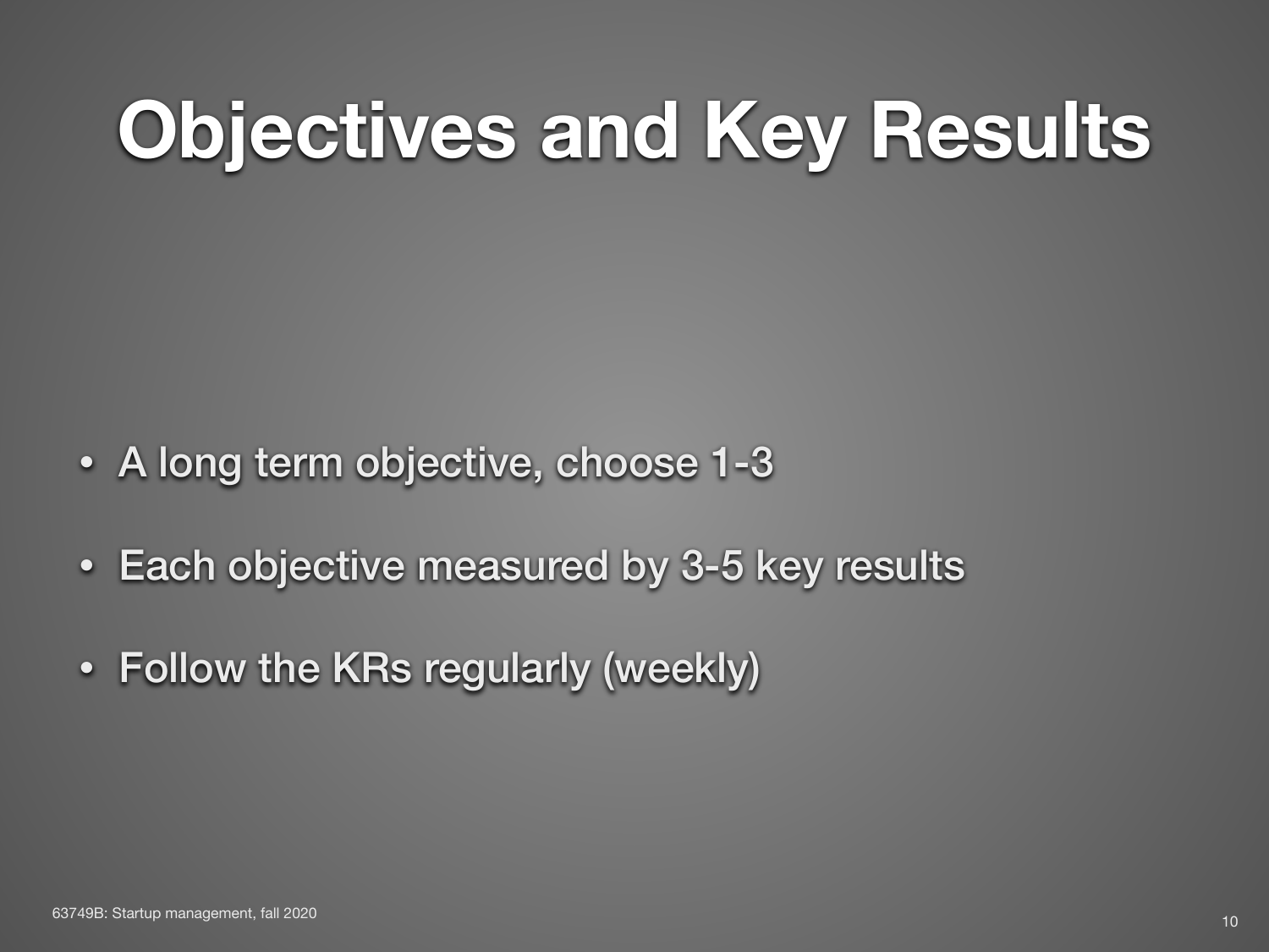# Objectives and Key Results

- A long term objective, choose 1-3
- Each objective measured by 3-5 key results
- Follow the KRs regularly (weekly)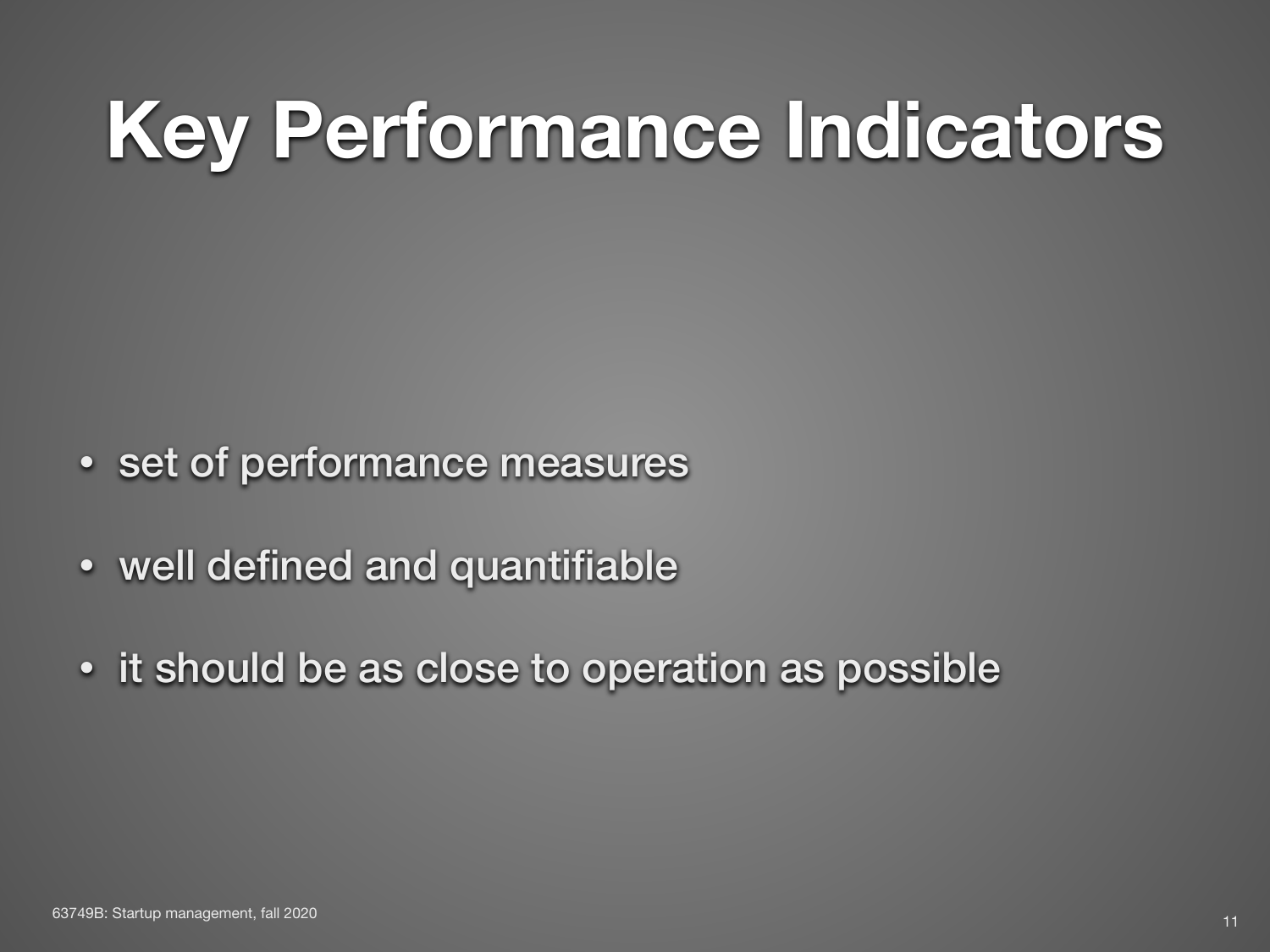# Key Performance Indicators

- set of performance measures
- well defined and quantifiable
- it should be as close to operation as possible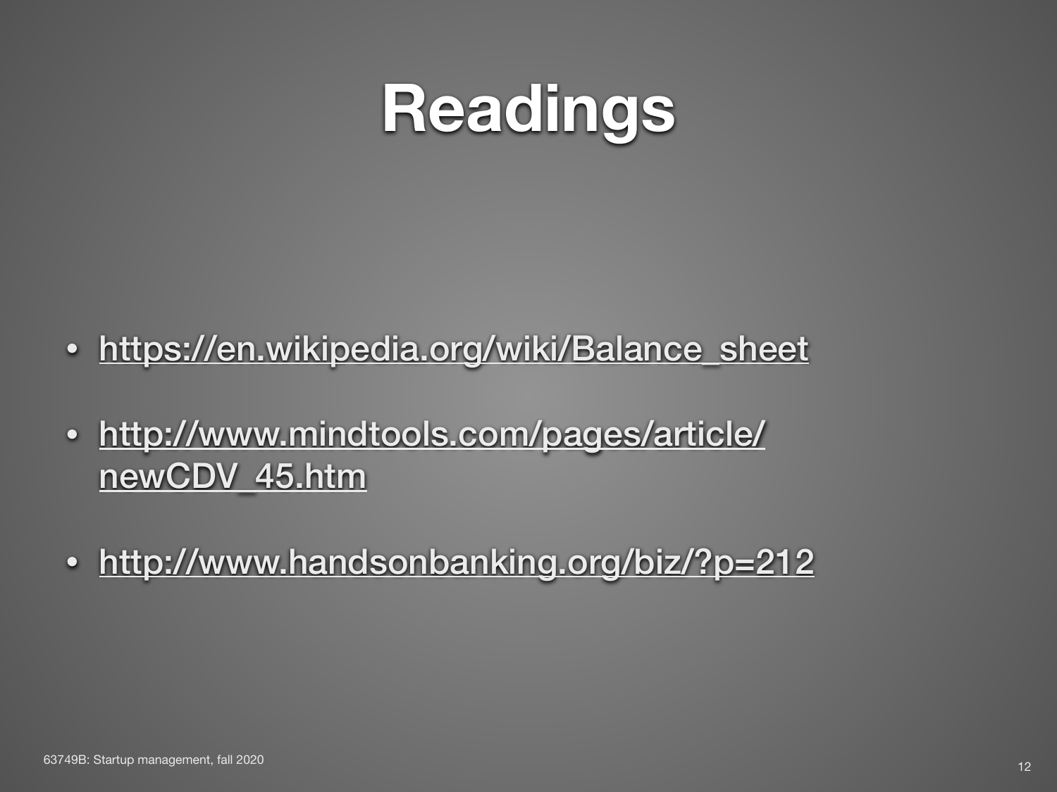# Readings

- https://en.wikipedia.org/wiki/Balance_sheet
- http://www.mindtools.com/pages/article/newCDV_45.htm
- http://www.handsonbanking.org/biz/?p=212